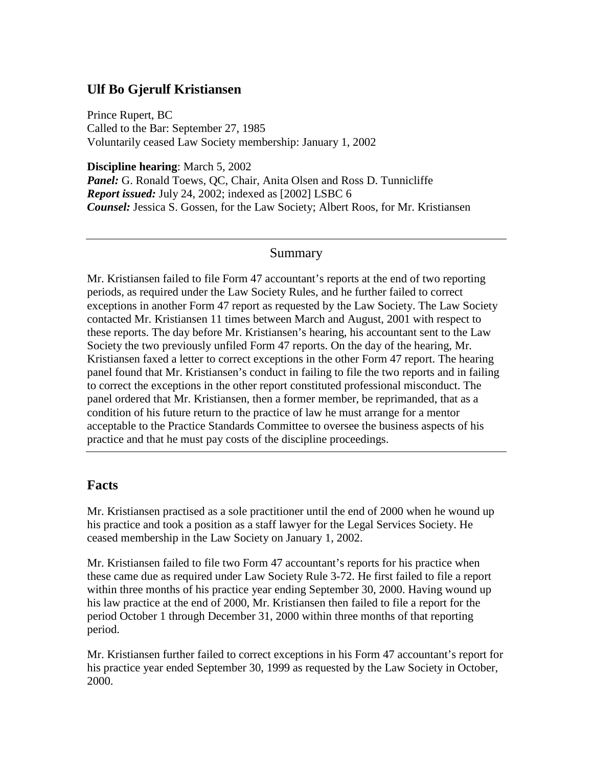## Ulf Bo Gjerulf Kristiansen

Prince Rupert, BC
Called to the Bar: September 27, 1985
Voluntarily ceased Law Society membership: January 1, 2002

**Discipline hearing**: March 5, 2002
***Panel:*** G. Ronald Toews, QC, Chair, Anita Olsen and Ross D. Tunnicliffe
***Report issued:*** July 24, 2002; indexed as [2002] LSBC 6
***Counsel:*** Jessica S. Gossen, for the Law Society; Albert Roos, for Mr. Kristiansen

---

### Summary

Mr. Kristiansen failed to file Form 47 accountant's reports at the end of two reporting periods, as required under the Law Society Rules, and he further failed to correct exceptions in another Form 47 report as requested by the Law Society. The Law Society contacted Mr. Kristiansen 11 times between March and August, 2001 with respect to these reports. The day before Mr. Kristiansen's hearing, his accountant sent to the Law Society the two previously unfiled Form 47 reports. On the day of the hearing, Mr. Kristiansen faxed a letter to correct exceptions in the other Form 47 report. The hearing panel found that Mr. Kristiansen's conduct in failing to file the two reports and in failing to correct the exceptions in the other report constituted professional misconduct. The panel ordered that Mr. Kristiansen, then a former member, be reprimanded, that as a condition of his future return to the practice of law he must arrange for a mentor acceptable to the Practice Standards Committee to oversee the business aspects of his practice and that he must pay costs of the discipline proceedings.

---

## Facts

Mr. Kristiansen practised as a sole practitioner until the end of 2000 when he wound up his practice and took a position as a staff lawyer for the Legal Services Society. He ceased membership in the Law Society on January 1, 2002.

Mr. Kristiansen failed to file two Form 47 accountant's reports for his practice when these came due as required under Law Society Rule 3-72. He first failed to file a report within three months of his practice year ending September 30, 2000. Having wound up his law practice at the end of 2000, Mr. Kristiansen then failed to file a report for the period October 1 through December 31, 2000 within three months of that reporting period.

Mr. Kristiansen further failed to correct exceptions in his Form 47 accountant's report for his practice year ended September 30, 1999 as requested by the Law Society in October, 2000.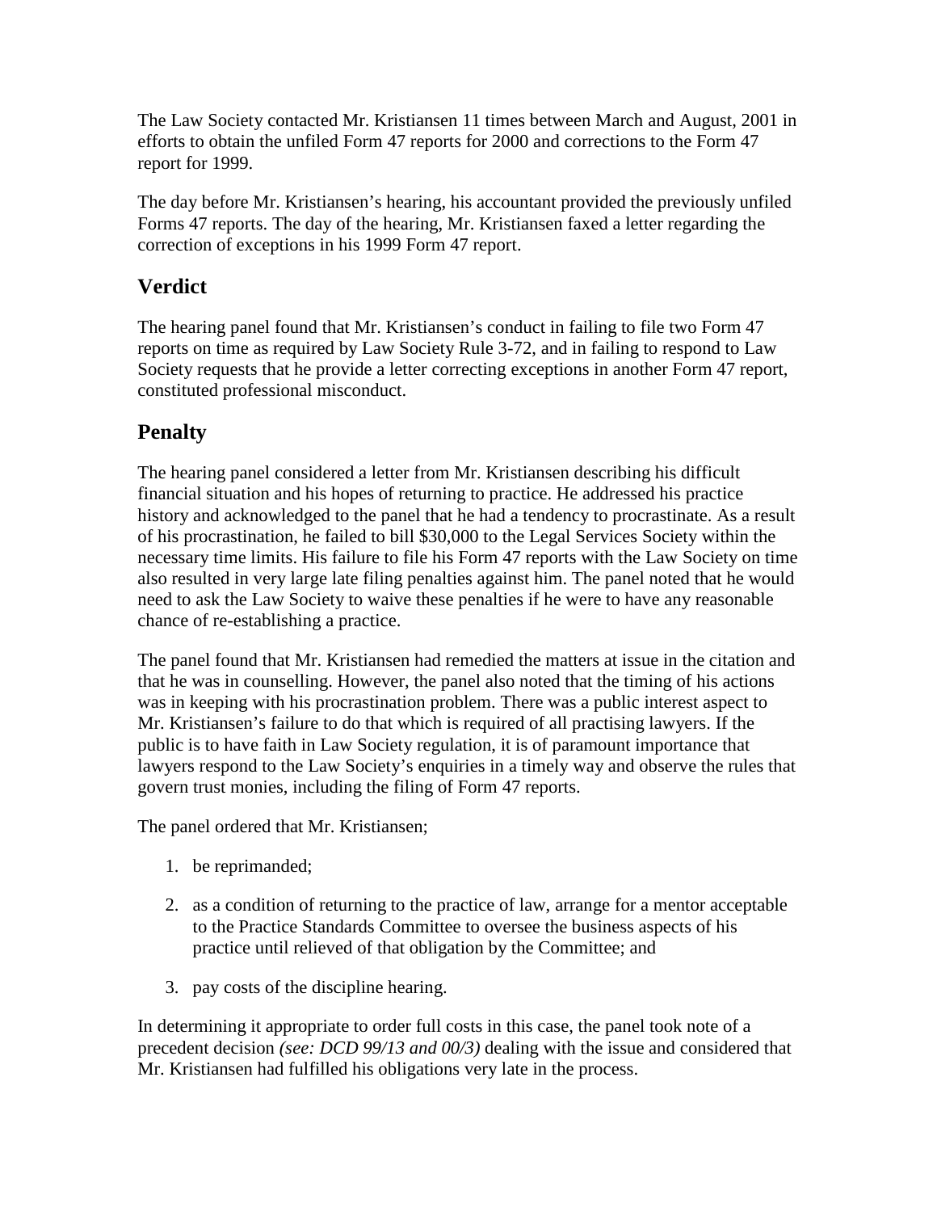The Law Society contacted Mr. Kristiansen 11 times between March and August, 2001 in efforts to obtain the unfiled Form 47 reports for 2000 and corrections to the Form 47 report for 1999.

The day before Mr. Kristiansen's hearing, his accountant provided the previously unfiled Forms 47 reports. The day of the hearing, Mr. Kristiansen faxed a letter regarding the correction of exceptions in his 1999 Form 47 report.

## Verdict

The hearing panel found that Mr. Kristiansen's conduct in failing to file two Form 47 reports on time as required by Law Society Rule 3-72, and in failing to respond to Law Society requests that he provide a letter correcting exceptions in another Form 47 report, constituted professional misconduct.

## Penalty

The hearing panel considered a letter from Mr. Kristiansen describing his difficult financial situation and his hopes of returning to practice. He addressed his practice history and acknowledged to the panel that he had a tendency to procrastinate. As a result of his procrastination, he failed to bill $30,000 to the Legal Services Society within the necessary time limits. His failure to file his Form 47 reports with the Law Society on time also resulted in very large late filing penalties against him. The panel noted that he would need to ask the Law Society to waive these penalties if he were to have any reasonable chance of re-establishing a practice.

The panel found that Mr. Kristiansen had remedied the matters at issue in the citation and that he was in counselling. However, the panel also noted that the timing of his actions was in keeping with his procrastination problem. There was a public interest aspect to Mr. Kristiansen's failure to do that which is required of all practising lawyers. If the public is to have faith in Law Society regulation, it is of paramount importance that lawyers respond to the Law Society's enquiries in a timely way and observe the rules that govern trust monies, including the filing of Form 47 reports.

The panel ordered that Mr. Kristiansen;

1. be reprimanded;
2. as a condition of returning to the practice of law, arrange for a mentor acceptable to the Practice Standards Committee to oversee the business aspects of his practice until relieved of that obligation by the Committee; and
3. pay costs of the discipline hearing.

In determining it appropriate to order full costs in this case, the panel took note of a precedent decision *(see: DCD 99/13 and 00/3)* dealing with the issue and considered that Mr. Kristiansen had fulfilled his obligations very late in the process.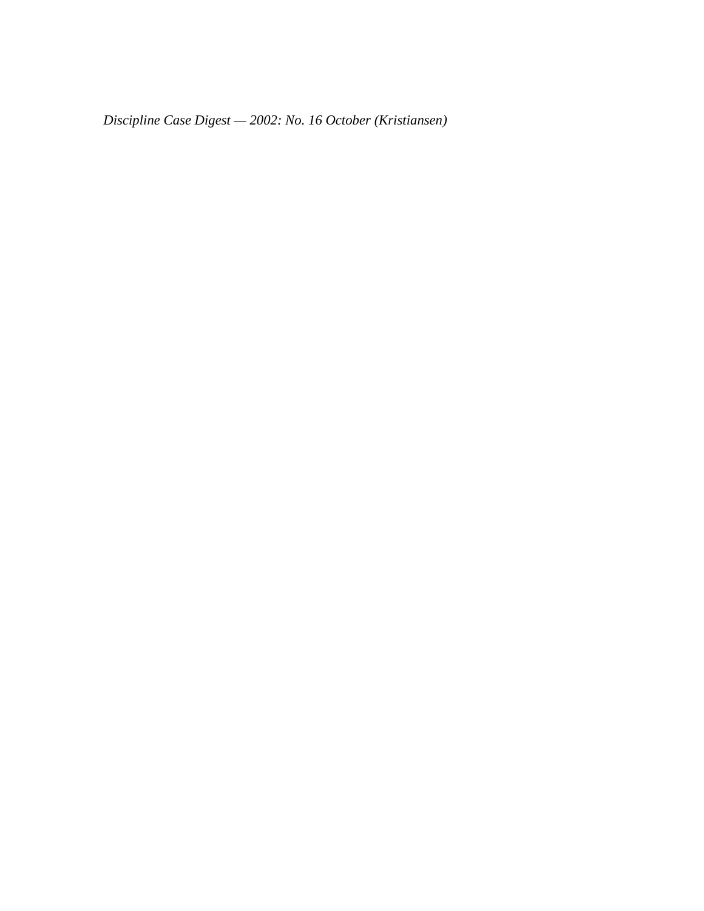*Discipline Case Digest — 2002: No. 16 October (Kristiansen)*